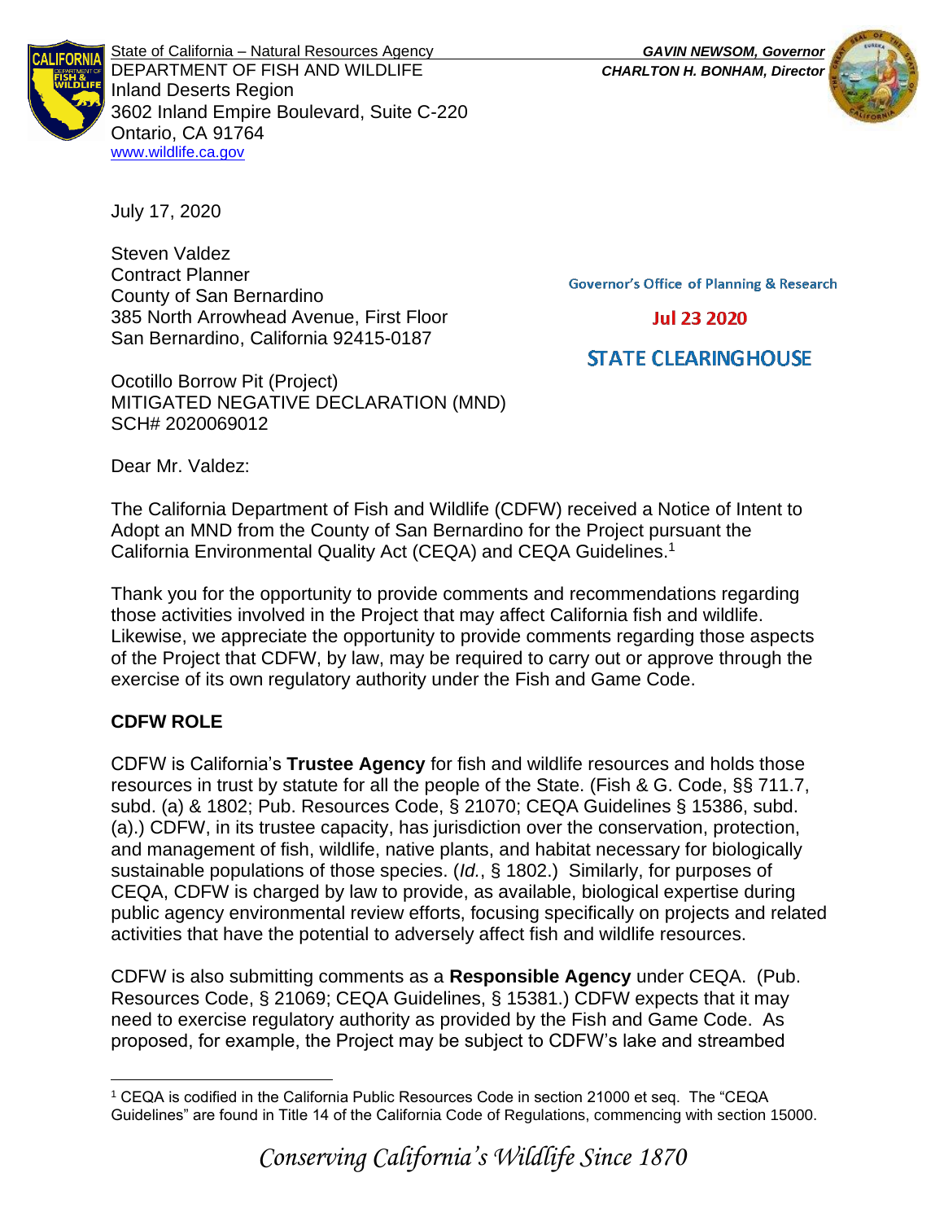State of California – Natural Resources Agency
DEPARTMENT OF FISH AND WILDLIFE
Inland Deserts Region
3602 Inland Empire Boulevard, Suite C-220
Ontario, CA 91764
www.wildlife.ca.gov

*GAVIN NEWSOM, Governor*
*CHARLTON H. BONHAM, Director*

July 17, 2020

Steven Valdez
Contract Planner
County of San Bernardino
385 North Arrowhead Avenue, First Floor
San Bernardino, California 92415-0187

Governor's Office of Planning & Research

Jul 23 2020

STATE CLEARINGHOUSE

Ocotillo Borrow Pit (Project)
MITIGATED NEGATIVE DECLARATION (MND)
SCH# 2020069012

Dear Mr. Valdez:

The California Department of Fish and Wildlife (CDFW) received a Notice of Intent to Adopt an MND from the County of San Bernardino for the Project pursuant the California Environmental Quality Act (CEQA) and CEQA Guidelines.[1]

Thank you for the opportunity to provide comments and recommendations regarding those activities involved in the Project that may affect California fish and wildlife. Likewise, we appreciate the opportunity to provide comments regarding those aspects of the Project that CDFW, by law, may be required to carry out or approve through the exercise of its own regulatory authority under the Fish and Game Code.

## CDFW ROLE

CDFW is California's **Trustee Agency** for fish and wildlife resources and holds those resources in trust by statute for all the people of the State. (Fish & G. Code, §§ 711.7, subd. (a) & 1802; Pub. Resources Code, § 21070; CEQA Guidelines § 15386, subd. (a).) CDFW, in its trustee capacity, has jurisdiction over the conservation, protection, and management of fish, wildlife, native plants, and habitat necessary for biologically sustainable populations of those species. (*Id.*, § 1802.) Similarly, for purposes of CEQA, CDFW is charged by law to provide, as available, biological expertise during public agency environmental review efforts, focusing specifically on projects and related activities that have the potential to adversely affect fish and wildlife resources.

CDFW is also submitting comments as a **Responsible Agency** under CEQA. (Pub. Resources Code, § 21069; CEQA Guidelines, § 15381.) CDFW expects that it may need to exercise regulatory authority as provided by the Fish and Game Code. As proposed, for example, the Project may be subject to CDFW's lake and streambed

[1] CEQA is codified in the California Public Resources Code in section 21000 et seq. The "CEQA Guidelines" are found in Title 14 of the California Code of Regulations, commencing with section 15000.

*Conserving California's Wildlife Since 1870*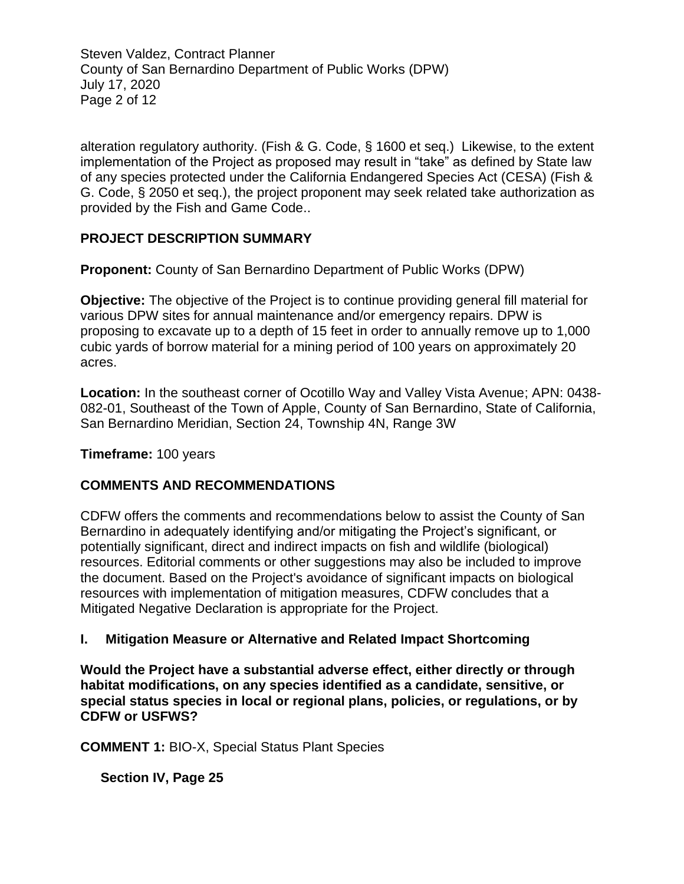alteration regulatory authority. (Fish & G. Code, § 1600 et seq.) Likewise, to the extent implementation of the Project as proposed may result in "take" as defined by State law of any species protected under the California Endangered Species Act (CESA) (Fish & G. Code, § 2050 et seq.), the project proponent may seek related take authorization as provided by the Fish and Game Code..

## PROJECT DESCRIPTION SUMMARY

**Proponent:** County of San Bernardino Department of Public Works (DPW)

**Objective:** The objective of the Project is to continue providing general fill material for various DPW sites for annual maintenance and/or emergency repairs. DPW is proposing to excavate up to a depth of 15 feet in order to annually remove up to 1,000 cubic yards of borrow material for a mining period of 100 years on approximately 20 acres.

**Location:** In the southeast corner of Ocotillo Way and Valley Vista Avenue; APN: 0438-082-01, Southeast of the Town of Apple, County of San Bernardino, State of California, San Bernardino Meridian, Section 24, Township 4N, Range 3W

**Timeframe:** 100 years

## COMMENTS AND RECOMMENDATIONS

CDFW offers the comments and recommendations below to assist the County of San Bernardino in adequately identifying and/or mitigating the Project's significant, or potentially significant, direct and indirect impacts on fish and wildlife (biological) resources. Editorial comments or other suggestions may also be included to improve the document. Based on the Project's avoidance of significant impacts on biological resources with implementation of mitigation measures, CDFW concludes that a Mitigated Negative Declaration is appropriate for the Project.

### I. Mitigation Measure or Alternative and Related Impact Shortcoming

**Would the Project have a substantial adverse effect, either directly or through habitat modifications, on any species identified as a candidate, sensitive, or special status species in local or regional plans, policies, or regulations, or by CDFW or USFWS?**

**COMMENT 1:** BIO-X, Special Status Plant Species

**Section IV, Page 25**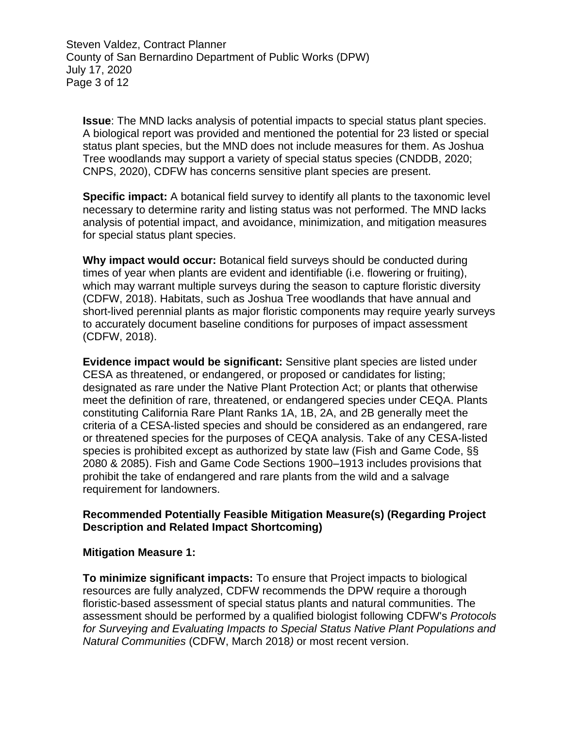**Issue**: The MND lacks analysis of potential impacts to special status plant species. A biological report was provided and mentioned the potential for 23 listed or special status plant species, but the MND does not include measures for them. As Joshua Tree woodlands may support a variety of special status species (CNDDB, 2020; CNPS, 2020), CDFW has concerns sensitive plant species are present.

**Specific impact:** A botanical field survey to identify all plants to the taxonomic level necessary to determine rarity and listing status was not performed. The MND lacks analysis of potential impact, and avoidance, minimization, and mitigation measures for special status plant species.

**Why impact would occur:** Botanical field surveys should be conducted during times of year when plants are evident and identifiable (i.e. flowering or fruiting), which may warrant multiple surveys during the season to capture floristic diversity (CDFW, 2018). Habitats, such as Joshua Tree woodlands that have annual and short-lived perennial plants as major floristic components may require yearly surveys to accurately document baseline conditions for purposes of impact assessment (CDFW, 2018).

**Evidence impact would be significant:** Sensitive plant species are listed under CESA as threatened, or endangered, or proposed or candidates for listing; designated as rare under the Native Plant Protection Act; or plants that otherwise meet the definition of rare, threatened, or endangered species under CEQA. Plants constituting California Rare Plant Ranks 1A, 1B, 2A, and 2B generally meet the criteria of a CESA-listed species and should be considered as an endangered, rare or threatened species for the purposes of CEQA analysis. Take of any CESA-listed species is prohibited except as authorized by state law (Fish and Game Code, §§ 2080 & 2085). Fish and Game Code Sections 1900–1913 includes provisions that prohibit the take of endangered and rare plants from the wild and a salvage requirement for landowners.

**Recommended Potentially Feasible Mitigation Measure(s) (Regarding Project Description and Related Impact Shortcoming)**

**Mitigation Measure 1:**

**To minimize significant impacts:** To ensure that Project impacts to biological resources are fully analyzed, CDFW recommends the DPW require a thorough floristic-based assessment of special status plants and natural communities. The assessment should be performed by a qualified biologist following CDFW's *Protocols for Surveying and Evaluating Impacts to Special Status Native Plant Populations and Natural Communities* (CDFW, March 2018*)* or most recent version.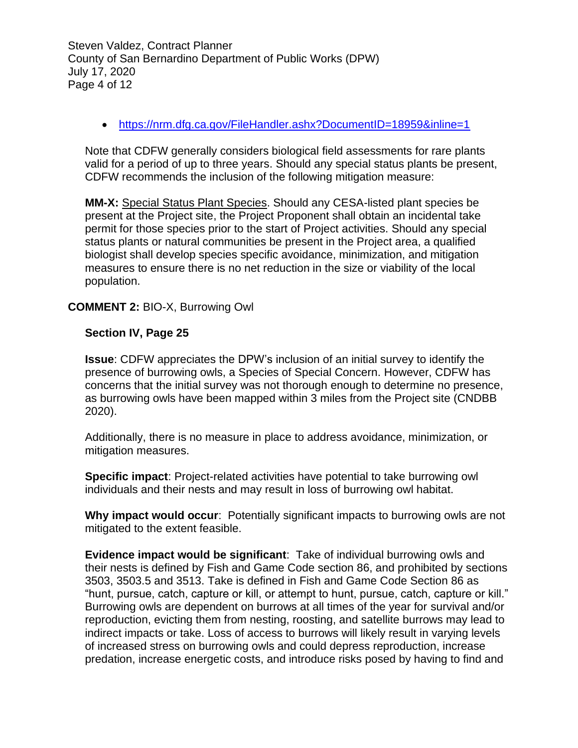- https://nrm.dfg.ca.gov/FileHandler.ashx?DocumentID=18959&inline=1

Note that CDFW generally considers biological field assessments for rare plants valid for a period of up to three years. Should any special status plants be present, CDFW recommends the inclusion of the following mitigation measure:

**MM-X:** Special Status Plant Species. Should any CESA-listed plant species be present at the Project site, the Project Proponent shall obtain an incidental take permit for those species prior to the start of Project activities. Should any special status plants or natural communities be present in the Project area, a qualified biologist shall develop species specific avoidance, minimization, and mitigation measures to ensure there is no net reduction in the size or viability of the local population.

**COMMENT 2:** BIO-X, Burrowing Owl

**Section IV, Page 25**

**Issue**: CDFW appreciates the DPW's inclusion of an initial survey to identify the presence of burrowing owls, a Species of Special Concern. However, CDFW has concerns that the initial survey was not thorough enough to determine no presence, as burrowing owls have been mapped within 3 miles from the Project site (CNDBB 2020).

Additionally, there is no measure in place to address avoidance, minimization, or mitigation measures.

**Specific impact**: Project-related activities have potential to take burrowing owl individuals and their nests and may result in loss of burrowing owl habitat.

**Why impact would occur**: Potentially significant impacts to burrowing owls are not mitigated to the extent feasible.

**Evidence impact would be significant**: Take of individual burrowing owls and their nests is defined by Fish and Game Code section 86, and prohibited by sections 3503, 3503.5 and 3513. Take is defined in Fish and Game Code Section 86 as "hunt, pursue, catch, capture or kill, or attempt to hunt, pursue, catch, capture or kill." Burrowing owls are dependent on burrows at all times of the year for survival and/or reproduction, evicting them from nesting, roosting, and satellite burrows may lead to indirect impacts or take. Loss of access to burrows will likely result in varying levels of increased stress on burrowing owls and could depress reproduction, increase predation, increase energetic costs, and introduce risks posed by having to find and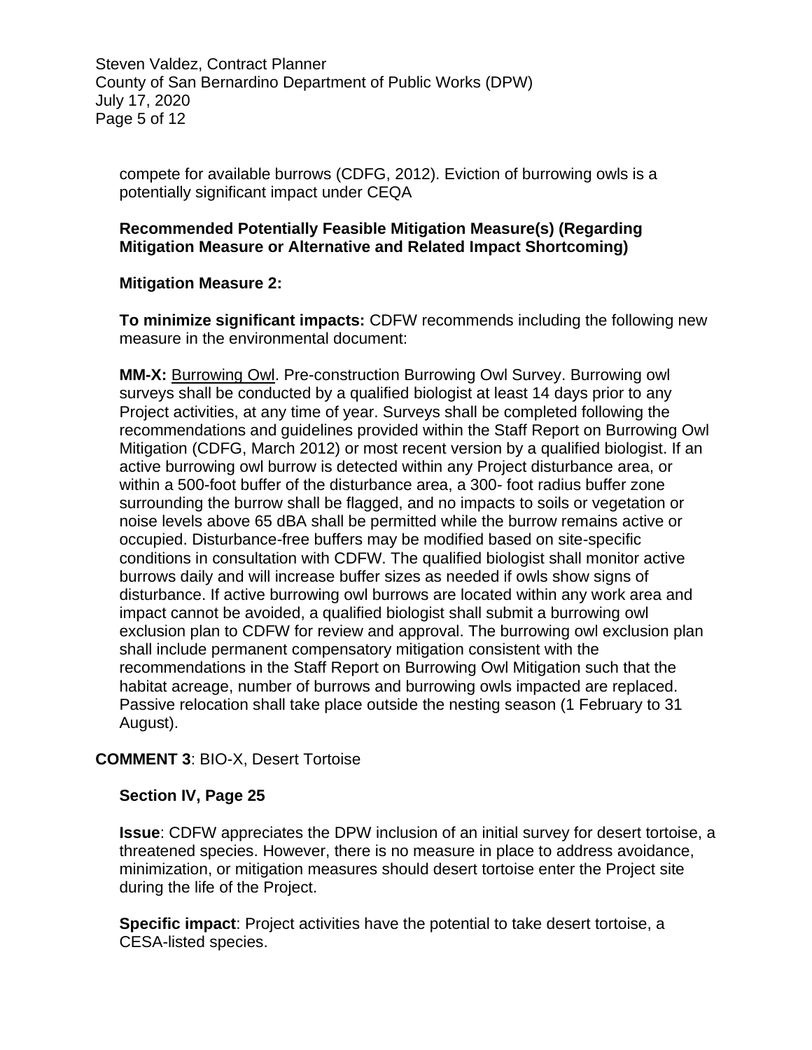compete for available burrows (CDFG, 2012). Eviction of burrowing owls is a potentially significant impact under CEQA

**Recommended Potentially Feasible Mitigation Measure(s) (Regarding Mitigation Measure or Alternative and Related Impact Shortcoming)**

**Mitigation Measure 2:**

**To minimize significant impacts:** CDFW recommends including the following new measure in the environmental document:

**MM-X:** Burrowing Owl. Pre-construction Burrowing Owl Survey. Burrowing owl surveys shall be conducted by a qualified biologist at least 14 days prior to any Project activities, at any time of year. Surveys shall be completed following the recommendations and guidelines provided within the Staff Report on Burrowing Owl Mitigation (CDFG, March 2012) or most recent version by a qualified biologist. If an active burrowing owl burrow is detected within any Project disturbance area, or within a 500-foot buffer of the disturbance area, a 300- foot radius buffer zone surrounding the burrow shall be flagged, and no impacts to soils or vegetation or noise levels above 65 dBA shall be permitted while the burrow remains active or occupied. Disturbance-free buffers may be modified based on site-specific conditions in consultation with CDFW. The qualified biologist shall monitor active burrows daily and will increase buffer sizes as needed if owls show signs of disturbance. If active burrowing owl burrows are located within any work area and impact cannot be avoided, a qualified biologist shall submit a burrowing owl exclusion plan to CDFW for review and approval. The burrowing owl exclusion plan shall include permanent compensatory mitigation consistent with the recommendations in the Staff Report on Burrowing Owl Mitigation such that the habitat acreage, number of burrows and burrowing owls impacted are replaced. Passive relocation shall take place outside the nesting season (1 February to 31 August).

**COMMENT 3**: BIO-X, Desert Tortoise

**Section IV, Page 25**

**Issue**: CDFW appreciates the DPW inclusion of an initial survey for desert tortoise, a threatened species. However, there is no measure in place to address avoidance, minimization, or mitigation measures should desert tortoise enter the Project site during the life of the Project.

**Specific impact**: Project activities have the potential to take desert tortoise, a CESA-listed species.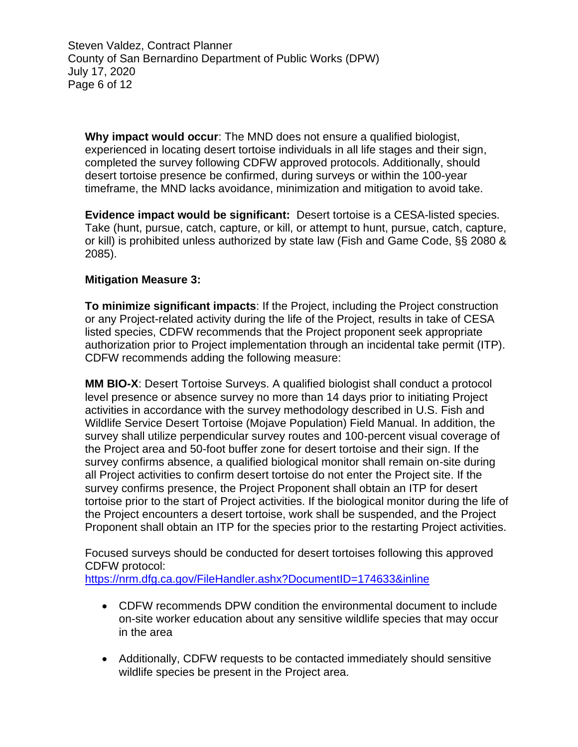**Why impact would occur**: The MND does not ensure a qualified biologist, experienced in locating desert tortoise individuals in all life stages and their sign, completed the survey following CDFW approved protocols. Additionally, should desert tortoise presence be confirmed, during surveys or within the 100-year timeframe, the MND lacks avoidance, minimization and mitigation to avoid take.

**Evidence impact would be significant:** Desert tortoise is a CESA-listed species. Take (hunt, pursue, catch, capture, or kill, or attempt to hunt, pursue, catch, capture, or kill) is prohibited unless authorized by state law (Fish and Game Code, §§ 2080 & 2085).

**Mitigation Measure 3:**

**To minimize significant impacts**: If the Project, including the Project construction or any Project-related activity during the life of the Project, results in take of CESA listed species, CDFW recommends that the Project proponent seek appropriate authorization prior to Project implementation through an incidental take permit (ITP). CDFW recommends adding the following measure:

**MM BIO-X**: Desert Tortoise Surveys. A qualified biologist shall conduct a protocol level presence or absence survey no more than 14 days prior to initiating Project activities in accordance with the survey methodology described in U.S. Fish and Wildlife Service Desert Tortoise (Mojave Population) Field Manual. In addition, the survey shall utilize perpendicular survey routes and 100-percent visual coverage of the Project area and 50-foot buffer zone for desert tortoise and their sign. If the survey confirms absence, a qualified biological monitor shall remain on-site during all Project activities to confirm desert tortoise do not enter the Project site. If the survey confirms presence, the Project Proponent shall obtain an ITP for desert tortoise prior to the start of Project activities. If the biological monitor during the life of the Project encounters a desert tortoise, work shall be suspended, and the Project Proponent shall obtain an ITP for the species prior to the restarting Project activities.

Focused surveys should be conducted for desert tortoises following this approved CDFW protocol:
https://nrm.dfg.ca.gov/FileHandler.ashx?DocumentID=174633&inline

- CDFW recommends DPW condition the environmental document to include on-site worker education about any sensitive wildlife species that may occur in the area

- Additionally, CDFW requests to be contacted immediately should sensitive wildlife species be present in the Project area.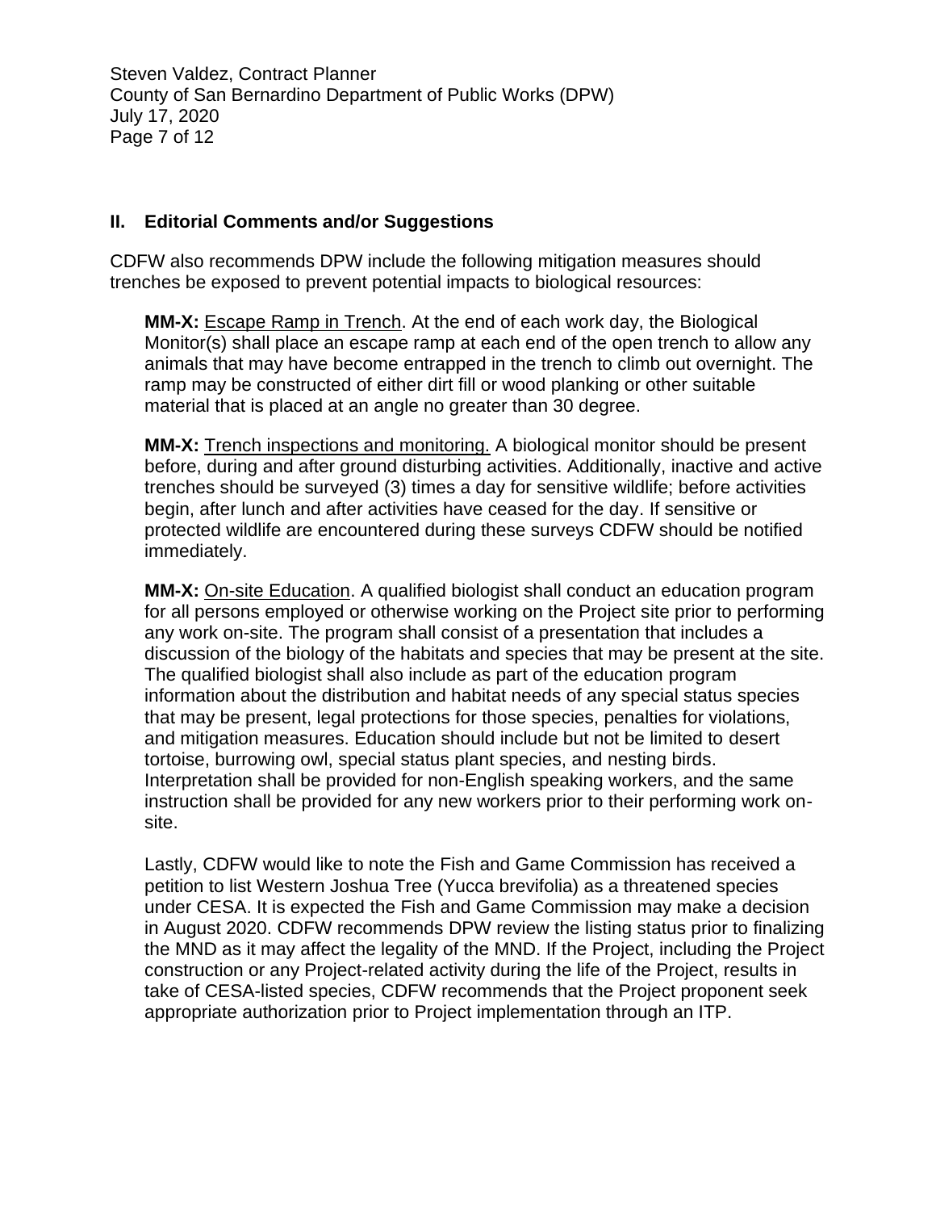## II. Editorial Comments and/or Suggestions

CDFW also recommends DPW include the following mitigation measures should trenches be exposed to prevent potential impacts to biological resources:

**MM-X:** Escape Ramp in Trench. At the end of each work day, the Biological Monitor(s) shall place an escape ramp at each end of the open trench to allow any animals that may have become entrapped in the trench to climb out overnight. The ramp may be constructed of either dirt fill or wood planking or other suitable material that is placed at an angle no greater than 30 degree.

**MM-X:** Trench inspections and monitoring. A biological monitor should be present before, during and after ground disturbing activities. Additionally, inactive and active trenches should be surveyed (3) times a day for sensitive wildlife; before activities begin, after lunch and after activities have ceased for the day. If sensitive or protected wildlife are encountered during these surveys CDFW should be notified immediately.

**MM-X:** On-site Education. A qualified biologist shall conduct an education program for all persons employed or otherwise working on the Project site prior to performing any work on-site. The program shall consist of a presentation that includes a discussion of the biology of the habitats and species that may be present at the site. The qualified biologist shall also include as part of the education program information about the distribution and habitat needs of any special status species that may be present, legal protections for those species, penalties for violations, and mitigation measures. Education should include but not be limited to desert tortoise, burrowing owl, special status plant species, and nesting birds. Interpretation shall be provided for non-English speaking workers, and the same instruction shall be provided for any new workers prior to their performing work on-site.

Lastly, CDFW would like to note the Fish and Game Commission has received a petition to list Western Joshua Tree (Yucca brevifolia) as a threatened species under CESA. It is expected the Fish and Game Commission may make a decision in August 2020. CDFW recommends DPW review the listing status prior to finalizing the MND as it may affect the legality of the MND. If the Project, including the Project construction or any Project-related activity during the life of the Project, results in take of CESA-listed species, CDFW recommends that the Project proponent seek appropriate authorization prior to Project implementation through an ITP.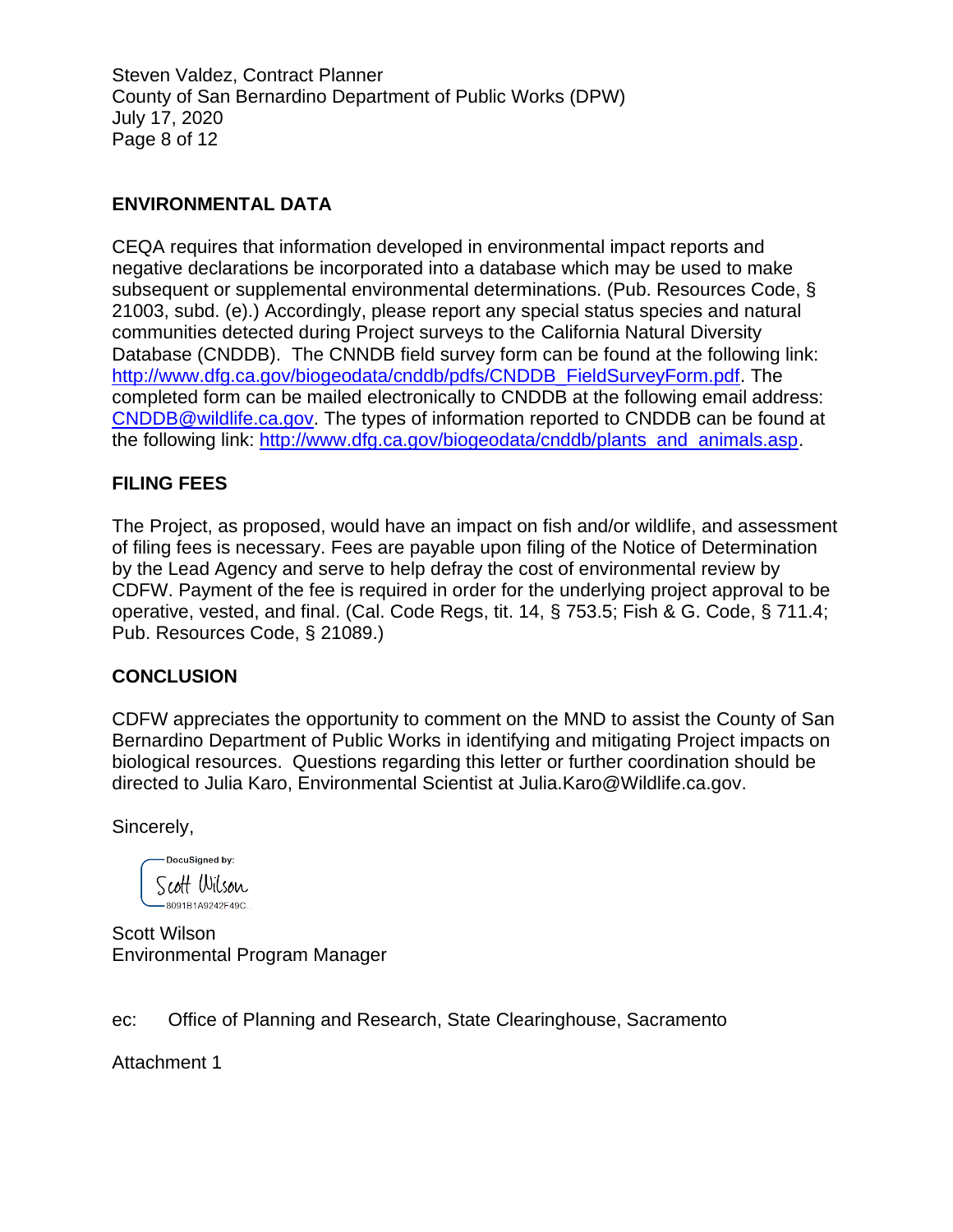## ENVIRONMENTAL DATA

CEQA requires that information developed in environmental impact reports and negative declarations be incorporated into a database which may be used to make subsequent or supplemental environmental determinations. (Pub. Resources Code, § 21003, subd. (e).) Accordingly, please report any special status species and natural communities detected during Project surveys to the California Natural Diversity Database (CNDDB). The CNNDB field survey form can be found at the following link: http://www.dfg.ca.gov/biogeodata/cnddb/pdfs/CNDDB_FieldSurveyForm.pdf. The completed form can be mailed electronically to CNDDB at the following email address: CNDDB@wildlife.ca.gov. The types of information reported to CNDDB can be found at the following link: http://www.dfg.ca.gov/biogeodata/cnddb/plants_and_animals.asp.

## FILING FEES

The Project, as proposed, would have an impact on fish and/or wildlife, and assessment of filing fees is necessary. Fees are payable upon filing of the Notice of Determination by the Lead Agency and serve to help defray the cost of environmental review by CDFW. Payment of the fee is required in order for the underlying project approval to be operative, vested, and final. (Cal. Code Regs, tit. 14, § 753.5; Fish & G. Code, § 711.4; Pub. Resources Code, § 21089.)

## CONCLUSION

CDFW appreciates the opportunity to comment on the MND to assist the County of San Bernardino Department of Public Works in identifying and mitigating Project impacts on biological resources. Questions regarding this letter or further coordination should be directed to Julia Karo, Environmental Scientist at Julia.Karo@Wildlife.ca.gov.

Sincerely,

DocuSigned by:
Scott Wilson
8091B1A9242F49C...

Scott Wilson
Environmental Program Manager

ec: Office of Planning and Research, State Clearinghouse, Sacramento

Attachment 1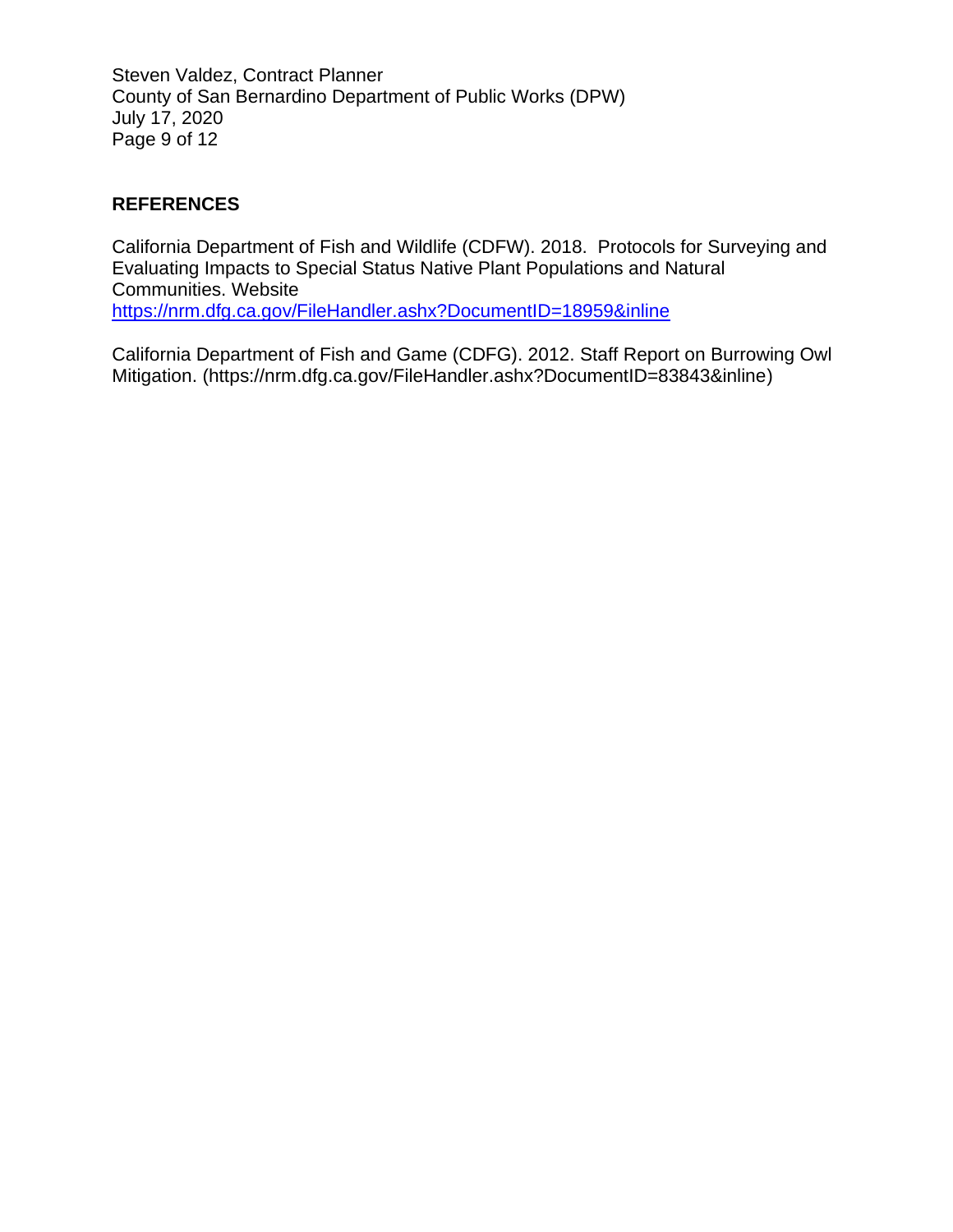## REFERENCES

California Department of Fish and Wildlife (CDFW). 2018. Protocols for Surveying and Evaluating Impacts to Special Status Native Plant Populations and Natural Communities. Website https://nrm.dfg.ca.gov/FileHandler.ashx?DocumentID=18959&inline

California Department of Fish and Game (CDFG). 2012. Staff Report on Burrowing Owl Mitigation. (https://nrm.dfg.ca.gov/FileHandler.ashx?DocumentID=83843&inline)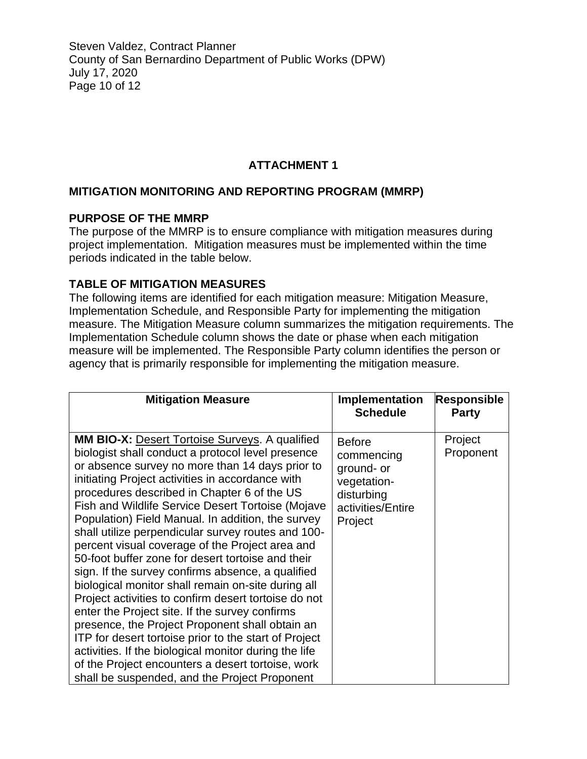## ATTACHMENT 1

### MITIGATION MONITORING AND REPORTING PROGRAM (MMRP)

### PURPOSE OF THE MMRP

The purpose of the MMRP is to ensure compliance with mitigation measures during project implementation. Mitigation measures must be implemented within the time periods indicated in the table below.

### TABLE OF MITIGATION MEASURES

The following items are identified for each mitigation measure: Mitigation Measure, Implementation Schedule, and Responsible Party for implementing the mitigation measure. The Mitigation Measure column summarizes the mitigation requirements. The Implementation Schedule column shows the date or phase when each mitigation measure will be implemented. The Responsible Party column identifies the person or agency that is primarily responsible for implementing the mitigation measure.

| Mitigation Measure | Implementation Schedule | Responsible Party |
|---|---|---|
| **MM BIO-X:** Desert Tortoise Surveys. A qualified biologist shall conduct a protocol level presence or absence survey no more than 14 days prior to initiating Project activities in accordance with procedures described in Chapter 6 of the US Fish and Wildlife Service Desert Tortoise (Mojave Population) Field Manual. In addition, the survey shall utilize perpendicular survey routes and 100-percent visual coverage of the Project area and 50-foot buffer zone for desert tortoise and their sign. If the survey confirms absence, a qualified biological monitor shall remain on-site during all Project activities to confirm desert tortoise do not enter the Project site. If the survey confirms presence, the Project Proponent shall obtain an ITP for desert tortoise prior to the start of Project activities. If the biological monitor during the life of the Project encounters a desert tortoise, work shall be suspended, and the Project Proponent | Before commencing ground- or vegetation-disturbing activities/Entire Project | Project Proponent |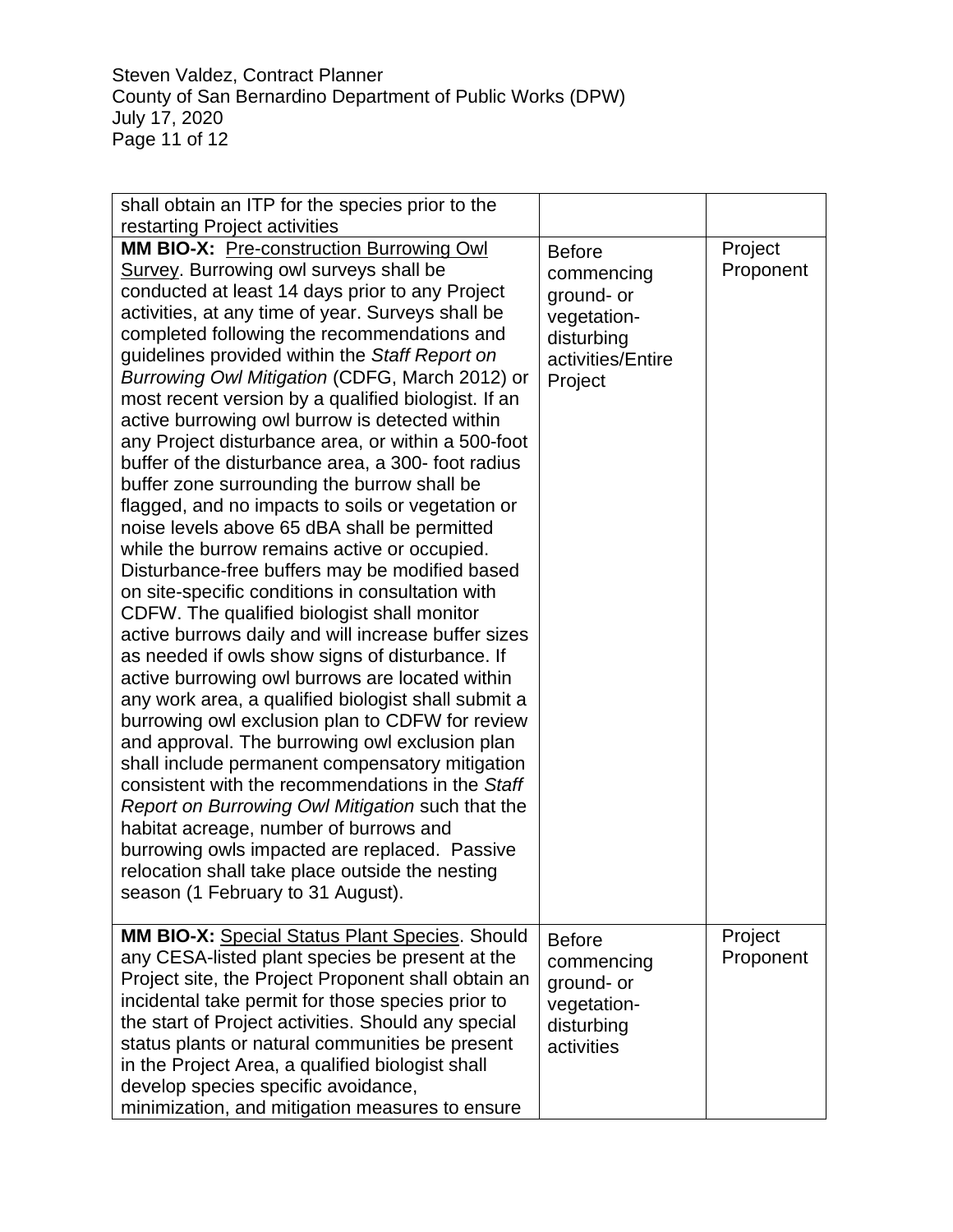| | | |
|---|---|---|
| shall obtain an ITP for the species prior to the restarting Project activities | | |
| **MM BIO-X:** Pre-construction Burrowing Owl Survey. Burrowing owl surveys shall be conducted at least 14 days prior to any Project activities, at any time of year. Surveys shall be completed following the recommendations and guidelines provided within the *Staff Report on Burrowing Owl Mitigation* (CDFG, March 2012) or most recent version by a qualified biologist. If an active burrowing owl burrow is detected within any Project disturbance area, or within a 500-foot buffer of the disturbance area, a 300- foot radius buffer zone surrounding the burrow shall be flagged, and no impacts to soils or vegetation or noise levels above 65 dBA shall be permitted while the burrow remains active or occupied. Disturbance-free buffers may be modified based on site-specific conditions in consultation with CDFW. The qualified biologist shall monitor active burrows daily and will increase buffer sizes as needed if owls show signs of disturbance. If active burrowing owl burrows are located within any work area, a qualified biologist shall submit a burrowing owl exclusion plan to CDFW for review and approval. The burrowing owl exclusion plan shall include permanent compensatory mitigation consistent with the recommendations in the *Staff Report on Burrowing Owl Mitigation* such that the habitat acreage, number of burrows and burrowing owls impacted are replaced. Passive relocation shall take place outside the nesting season (1 February to 31 August). | Before commencing ground- or vegetation-disturbing activities/Entire Project | Project Proponent |
| **MM BIO-X:** Special Status Plant Species. Should any CESA-listed plant species be present at the Project site, the Project Proponent shall obtain an incidental take permit for those species prior to the start of Project activities. Should any special status plants or natural communities be present in the Project Area, a qualified biologist shall develop species specific avoidance, minimization, and mitigation measures to ensure | Before commencing ground- or vegetation-disturbing activities | Project Proponent |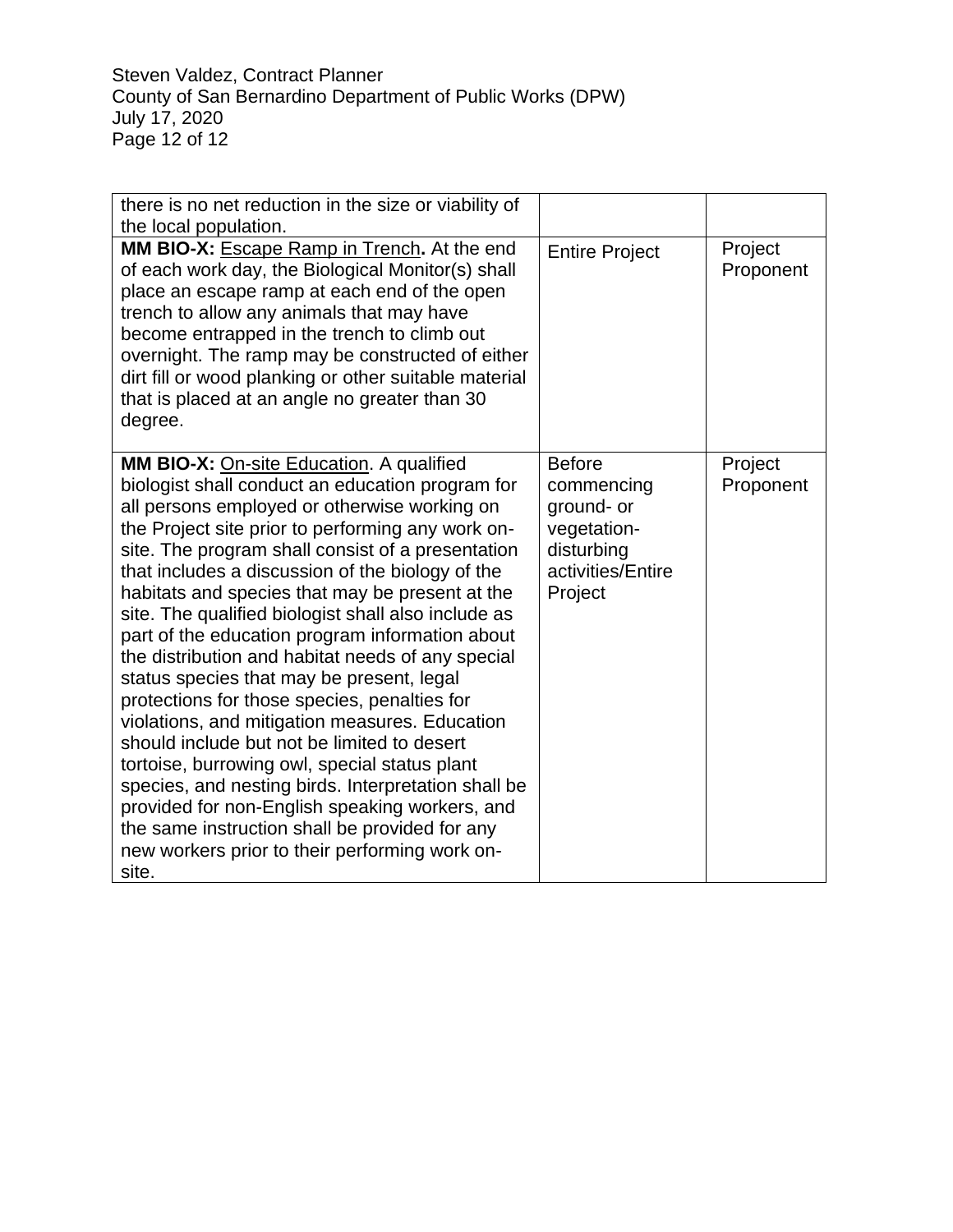| | | |
|---|---|---|
| there is no net reduction in the size or viability of the local population. | | |
| **MM BIO-X:** Escape Ramp in Trench**.** At the end of each work day, the Biological Monitor(s) shall place an escape ramp at each end of the open trench to allow any animals that may have become entrapped in the trench to climb out overnight. The ramp may be constructed of either dirt fill or wood planking or other suitable material that is placed at an angle no greater than 30 degree. | Entire Project | Project Proponent |
| **MM BIO-X:** On-site Education. A qualified biologist shall conduct an education program for all persons employed or otherwise working on the Project site prior to performing any work on-site. The program shall consist of a presentation that includes a discussion of the biology of the habitats and species that may be present at the site. The qualified biologist shall also include as part of the education program information about the distribution and habitat needs of any special status species that may be present, legal protections for those species, penalties for violations, and mitigation measures. Education should include but not be limited to desert tortoise, burrowing owl, special status plant species, and nesting birds. Interpretation shall be provided for non-English speaking workers, and the same instruction shall be provided for any new workers prior to their performing work on-site. | Before commencing ground- or vegetation-disturbing activities/Entire Project | Project Proponent |